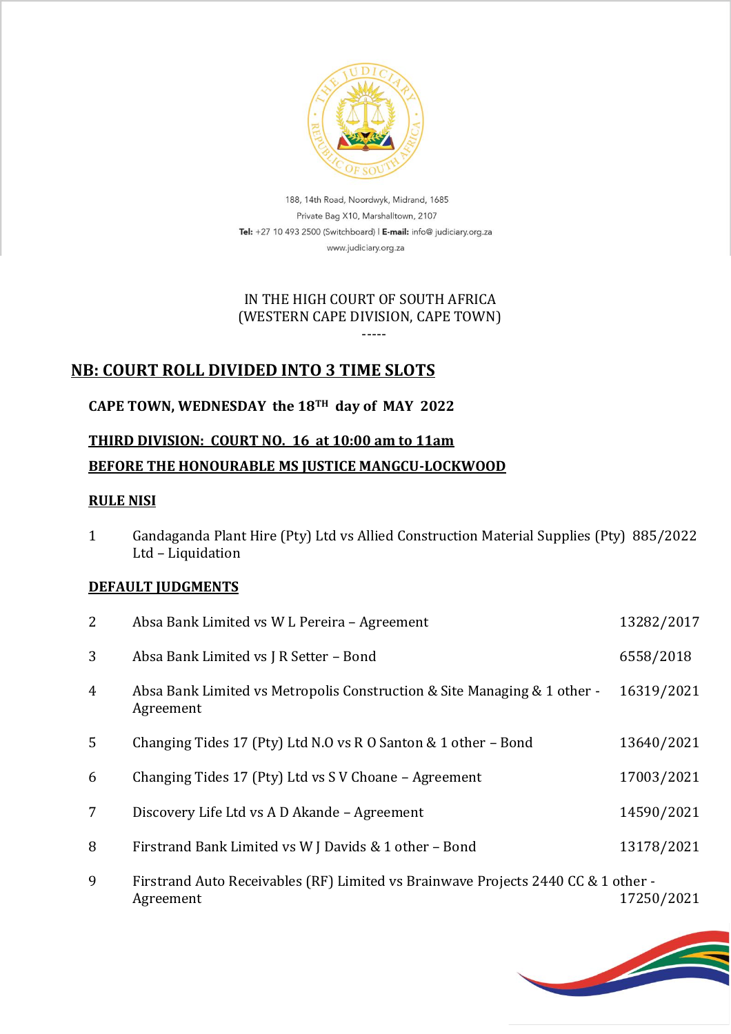188, 14th Road, Noordwyk, Midrand, 1685
Private Bag X10, Marshalltown, 2107
**Tel:** +27 10 493 2500 (Switchboard) | **E-mail:** info@ judiciary.org.za
www.judiciary.org.za

IN THE HIGH COURT OF SOUTH AFRICA
(WESTERN CAPE DIVISION, CAPE TOWN)
-----

## NB: COURT ROLL DIVIDED INTO 3 TIME SLOTS

**CAPE TOWN, WEDNESDAY the 18TH day of MAY 2022**

**THIRD DIVISION: COURT NO. 16 at 10:00 am to 11am**

**BEFORE THE HONOURABLE MS JUSTICE MANGCU-LOCKWOOD**

**RULE NISI**

| | | |
|---|---|---|
| 1 | Gandaganda Plant Hire (Pty) Ltd vs Allied Construction Material Supplies (Pty) Ltd – Liquidation | 885/2022 |

**DEFAULT JUDGMENTS**

| | | |
|---|---|---|
| 2 | Absa Bank Limited vs W L Pereira – Agreement | 13282/2017 |
| 3 | Absa Bank Limited vs J R Setter – Bond | 6558/2018 |
| 4 | Absa Bank Limited vs Metropolis Construction & Site Managing & 1 other - Agreement | 16319/2021 |
| 5 | Changing Tides 17 (Pty) Ltd N.O vs R O Santon & 1 other – Bond | 13640/2021 |
| 6 | Changing Tides 17 (Pty) Ltd vs S V Choane – Agreement | 17003/2021 |
| 7 | Discovery Life Ltd vs A D Akande – Agreement | 14590/2021 |
| 8 | Firstrand Bank Limited vs W J Davids & 1 other – Bond | 13178/2021 |
| 9 | Firstrand Auto Receivables (RF) Limited vs Brainwave Projects 2440 CC & 1 other - Agreement | 17250/2021 |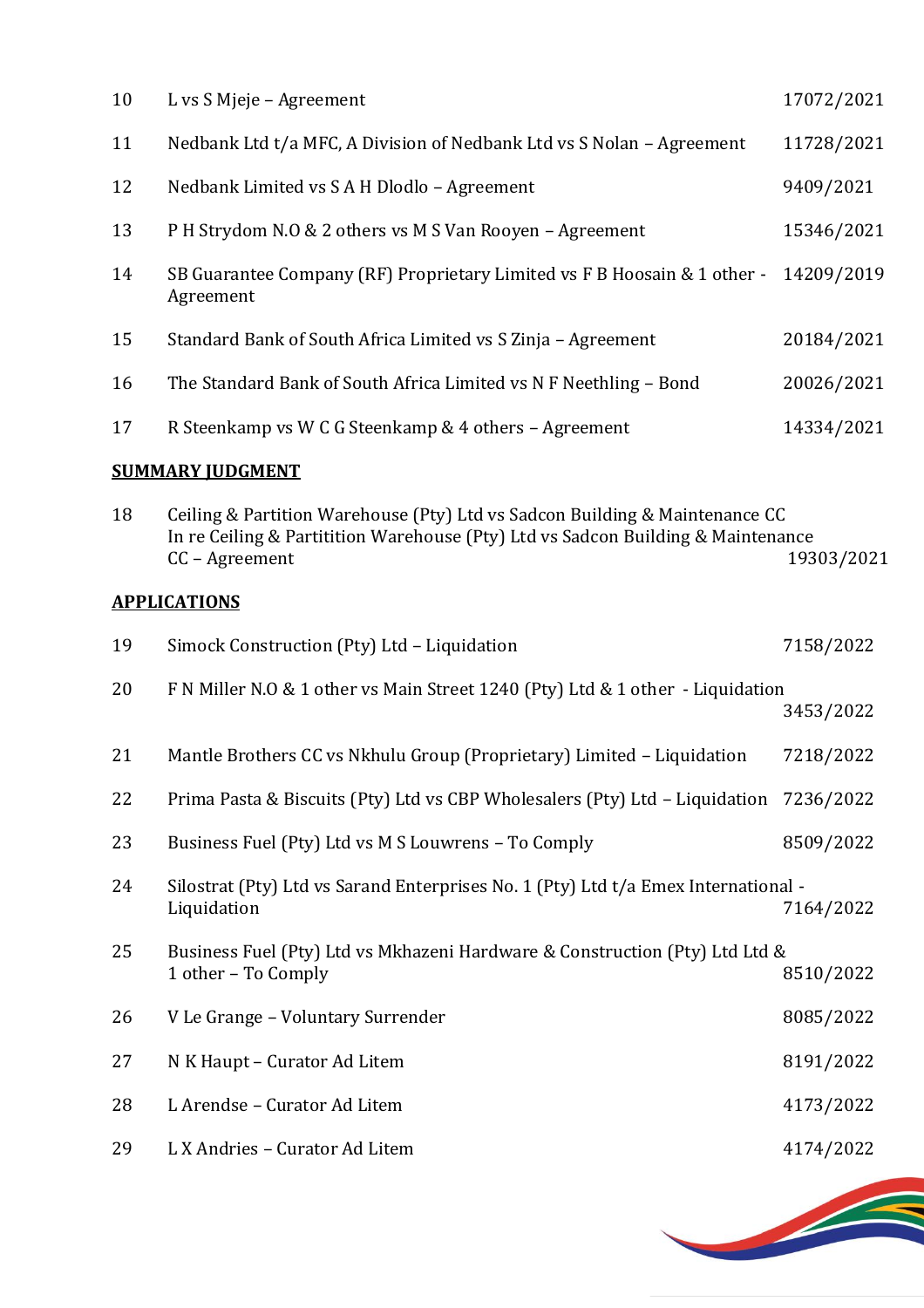| | | |
|---|---|---|
| 10 | L vs S Mjeje – Agreement | 17072/2021 |
| 11 | Nedbank Ltd t/a MFC, A Division of Nedbank Ltd vs S Nolan – Agreement | 11728/2021 |
| 12 | Nedbank Limited vs S A H Dlodlo – Agreement | 9409/2021 |
| 13 | P H Strydom N.O & 2 others vs M S Van Rooyen – Agreement | 15346/2021 |
| 14 | SB Guarantee Company (RF) Proprietary Limited vs F B Hoosain & 1 other - Agreement | 14209/2019 |
| 15 | Standard Bank of South Africa Limited vs S Zinja – Agreement | 20184/2021 |
| 16 | The Standard Bank of South Africa Limited vs N F Neethling – Bond | 20026/2021 |
| 17 | R Steenkamp vs W C G Steenkamp & 4 others – Agreement | 14334/2021 |

**SUMMARY JUDGMENT**

| | | |
|---|---|---|
| 18 | Ceiling & Partition Warehouse (Pty) Ltd vs Sadcon Building & Maintenance CC In re Ceiling & Partitition Warehouse (Pty) Ltd vs Sadcon Building & Maintenance CC – Agreement | 19303/2021 |

**APPLICATIONS**

| | | |
|---|---|---|
| 19 | Simock Construction (Pty) Ltd – Liquidation | 7158/2022 |
| 20 | F N Miller N.O & 1 other vs Main Street 1240 (Pty) Ltd & 1 other - Liquidation | 3453/2022 |
| 21 | Mantle Brothers CC vs Nkhulu Group (Proprietary) Limited – Liquidation | 7218/2022 |
| 22 | Prima Pasta & Biscuits (Pty) Ltd vs CBP Wholesalers (Pty) Ltd – Liquidation | 7236/2022 |
| 23 | Business Fuel (Pty) Ltd vs M S Louwrens – To Comply | 8509/2022 |
| 24 | Silostrat (Pty) Ltd vs Sarand Enterprises No. 1 (Pty) Ltd t/a Emex International - Liquidation | 7164/2022 |
| 25 | Business Fuel (Pty) Ltd vs Mkhazeni Hardware & Construction (Pty) Ltd Ltd & 1 other – To Comply | 8510/2022 |
| 26 | V Le Grange – Voluntary Surrender | 8085/2022 |
| 27 | N K Haupt – Curator Ad Litem | 8191/2022 |
| 28 | L Arendse – Curator Ad Litem | 4173/2022 |
| 29 | L X Andries – Curator Ad Litem | 4174/2022 |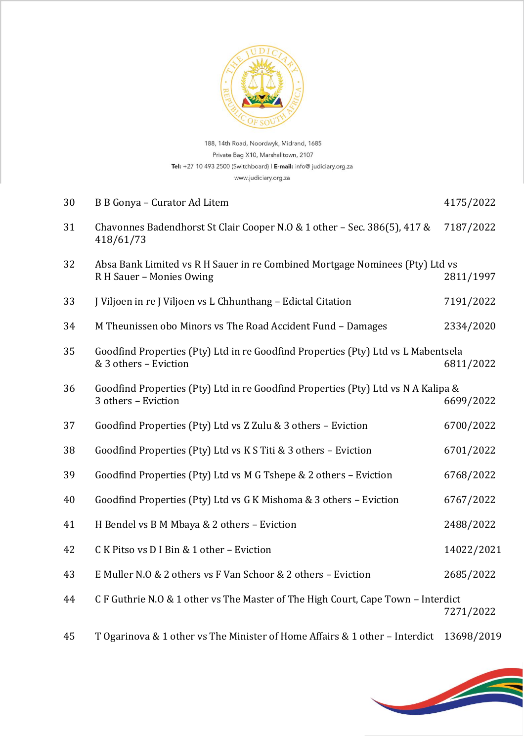188, 14th Road, Noordwyk, Midrand, 1685
Private Bag X10, Marshalltown, 2107
**Tel:** +27 10 493 2500 (Switchboard) | **E-mail:** info@ judiciary.org.za
www.judiciary.org.za

| | | |
|---|---|---|
| 30 | B B Gonya – Curator Ad Litem | 4175/2022 |
| 31 | Chavonnes Badendhorst St Clair Cooper N.O & 1 other – Sec. 386(5), 417 & 418/61/73 | 7187/2022 |
| 32 | Absa Bank Limited vs R H Sauer in re Combined Mortgage Nominees (Pty) Ltd vs R H Sauer – Monies Owing | 2811/1997 |
| 33 | J Viljoen in re J Viljoen vs L Chhunthang – Edictal Citation | 7191/2022 |
| 34 | M Theunissen obo Minors vs The Road Accident Fund – Damages | 2334/2020 |
| 35 | Goodfind Properties (Pty) Ltd in re Goodfind Properties (Pty) Ltd vs L Mabentsela & 3 others – Eviction | 6811/2022 |
| 36 | Goodfind Properties (Pty) Ltd in re Goodfind Properties (Pty) Ltd vs N A Kalipa & 3 others – Eviction | 6699/2022 |
| 37 | Goodfind Properties (Pty) Ltd vs Z Zulu & 3 others – Eviction | 6700/2022 |
| 38 | Goodfind Properties (Pty) Ltd vs K S Titi & 3 others – Eviction | 6701/2022 |
| 39 | Goodfind Properties (Pty) Ltd vs M G Tshepe & 2 others – Eviction | 6768/2022 |
| 40 | Goodfind Properties (Pty) Ltd vs G K Mishoma & 3 others – Eviction | 6767/2022 |
| 41 | H Bendel vs B M Mbaya & 2 others – Eviction | 2488/2022 |
| 42 | C K Pitso vs D I Bin & 1 other – Eviction | 14022/2021 |
| 43 | E Muller N.O & 2 others vs F Van Schoor & 2 others – Eviction | 2685/2022 |
| 44 | C F Guthrie N.O & 1 other vs The Master of The High Court, Cape Town – Interdict | 7271/2022 |
| 45 | T Ogarinova & 1 other vs The Minister of Home Affairs & 1 other – Interdict | 13698/2019 |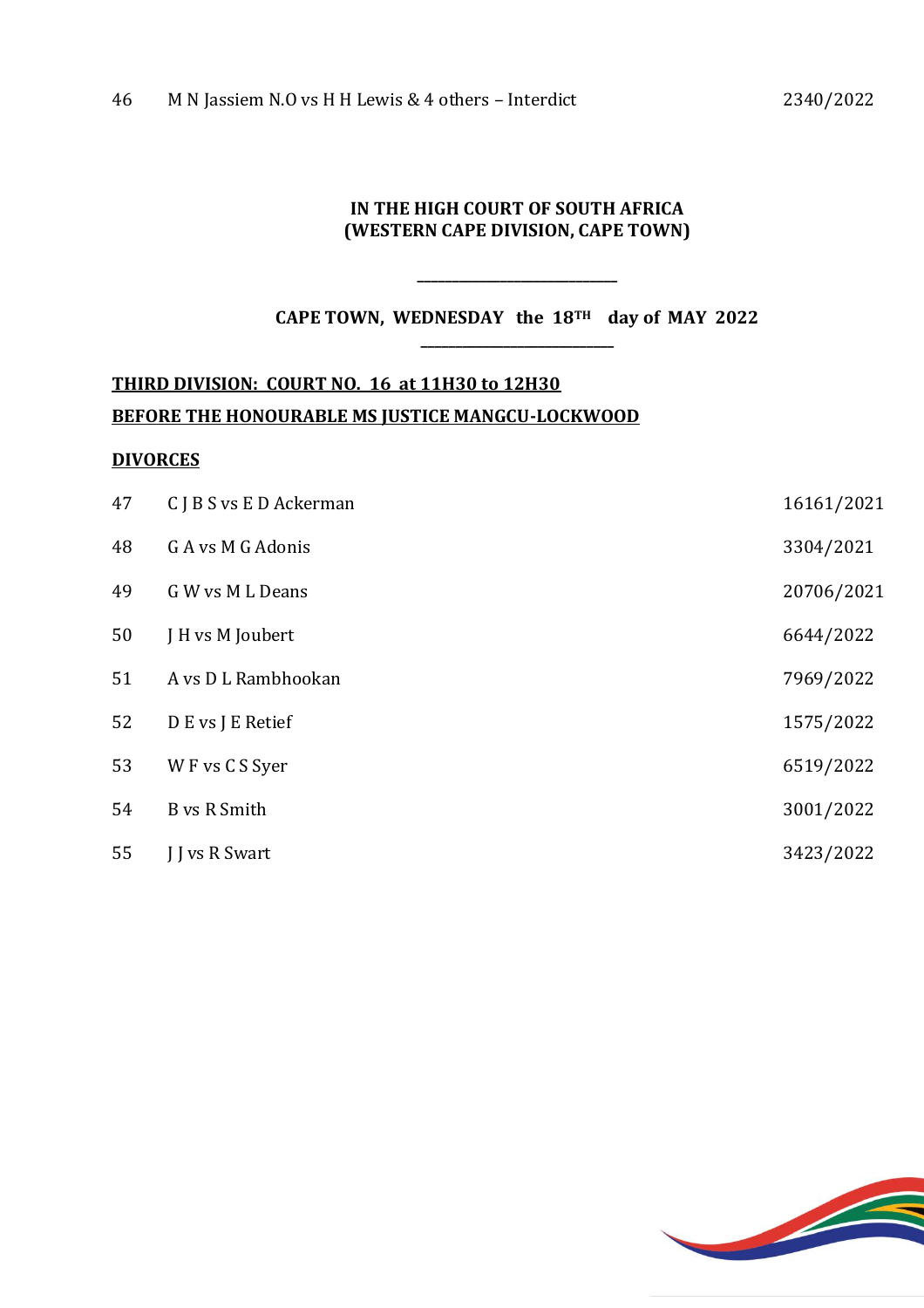| | | |
|---|---|---|
| 46 | M N Jassiem N.O vs H H Lewis & 4 others – Interdict | 2340/2022 |

**IN THE HIGH COURT OF SOUTH AFRICA**
**(WESTERN CAPE DIVISION, CAPE TOWN)**

---

**CAPE TOWN, WEDNESDAY the 18TH day of MAY 2022**

---

**THIRD DIVISION: COURT NO. 16 at 11H30 to 12H30**

**BEFORE THE HONOURABLE MS JUSTICE MANGCU-LOCKWOOD**

**DIVORCES**

| | | |
|---|---|---|
| 47 | C J B S vs E D Ackerman | 16161/2021 |
| 48 | G A vs M G Adonis | 3304/2021 |
| 49 | G W vs M L Deans | 20706/2021 |
| 50 | J H vs M Joubert | 6644/2022 |
| 51 | A vs D L Rambhookan | 7969/2022 |
| 52 | D E vs J E Retief | 1575/2022 |
| 53 | W F vs C S Syer | 6519/2022 |
| 54 | B vs R Smith | 3001/2022 |
| 55 | J J vs R Swart | 3423/2022 |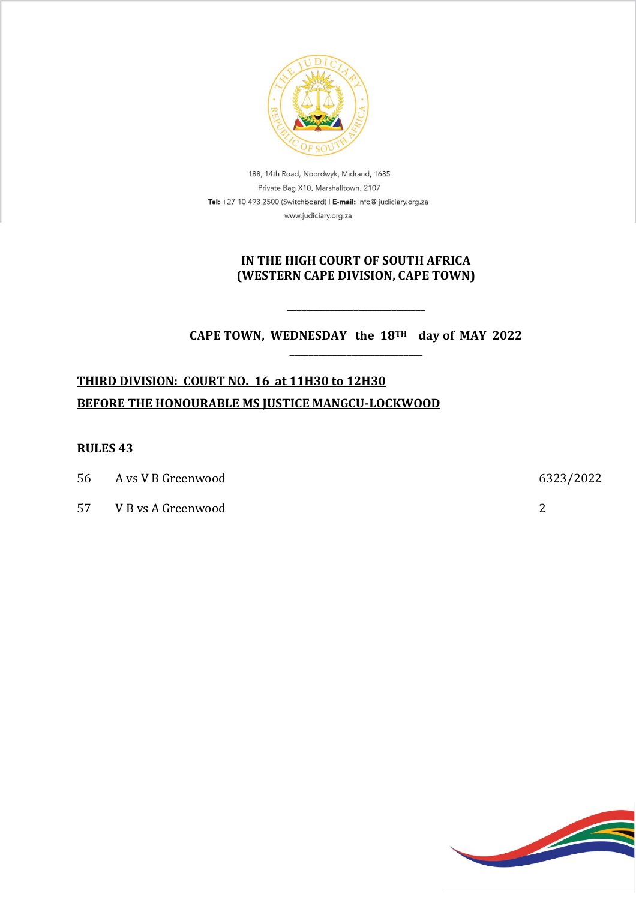188, 14th Road, Noordwyk, Midrand, 1685
Private Bag X10, Marshalltown, 2107
**Tel:** +27 10 493 2500 (Switchboard) I **E-mail:** info@ judiciary.org.za
www.judiciary.org.za

**IN THE HIGH COURT OF SOUTH AFRICA**
**(WESTERN CAPE DIVISION, CAPE TOWN)**

---

**CAPE TOWN, WEDNESDAY the 18TH day of MAY 2022**

---

**THIRD DIVISION: COURT NO. 16 at 11H30 to 12H30**

**BEFORE THE HONOURABLE MS JUSTICE MANGCU-LOCKWOOD**

**RULES 43**

| | | |
|---|---|---|
| 56 | A vs V B Greenwood | 6323/2022 |
| 57 | V B vs A Greenwood | 2 |